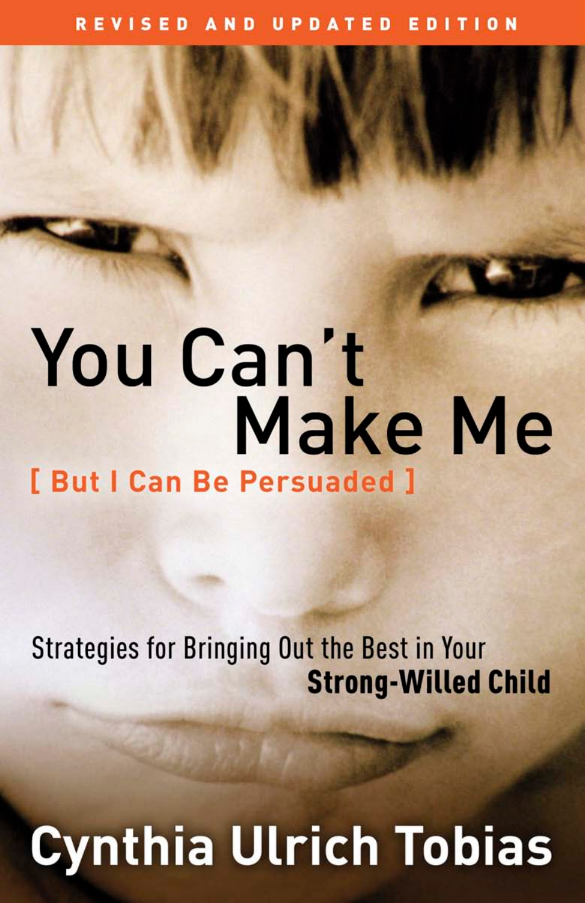REVISED AND UPDATED EDITION

# You Can't Make Me

## [ But I Can Be Persuaded ]

Strategies for Bringing Out the Best in Your **Strong-Willed Child**

**Cynthia Ulrich Tobias**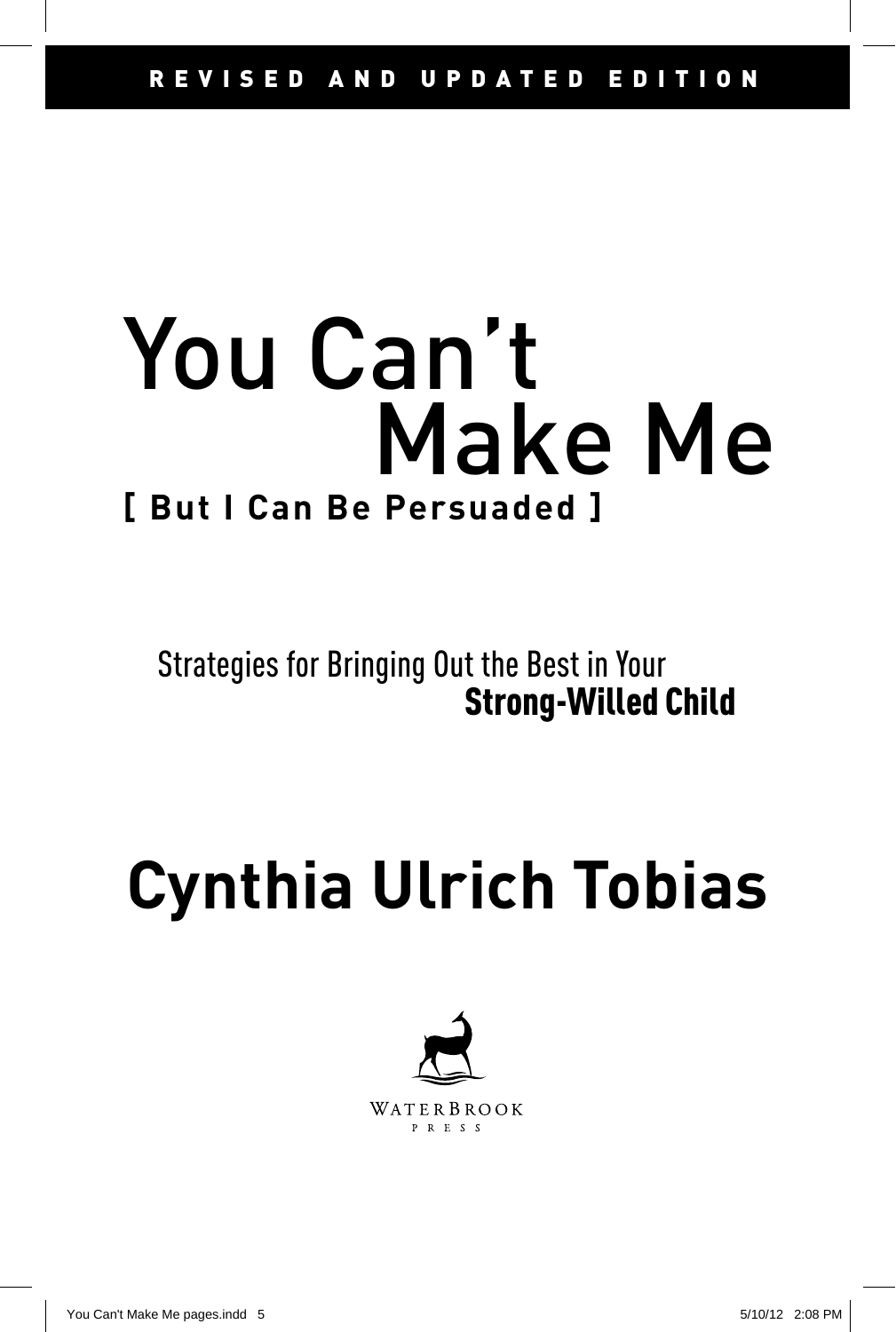REVISED AND UPDATED EDITION

# You Can't Make Me

**[ But I Can Be Persuaded ]**

Strategies for Bringing Out the Best in Your **Strong-Willed Child**

## Cynthia Ulrich Tobias

WATERBROOK PRESS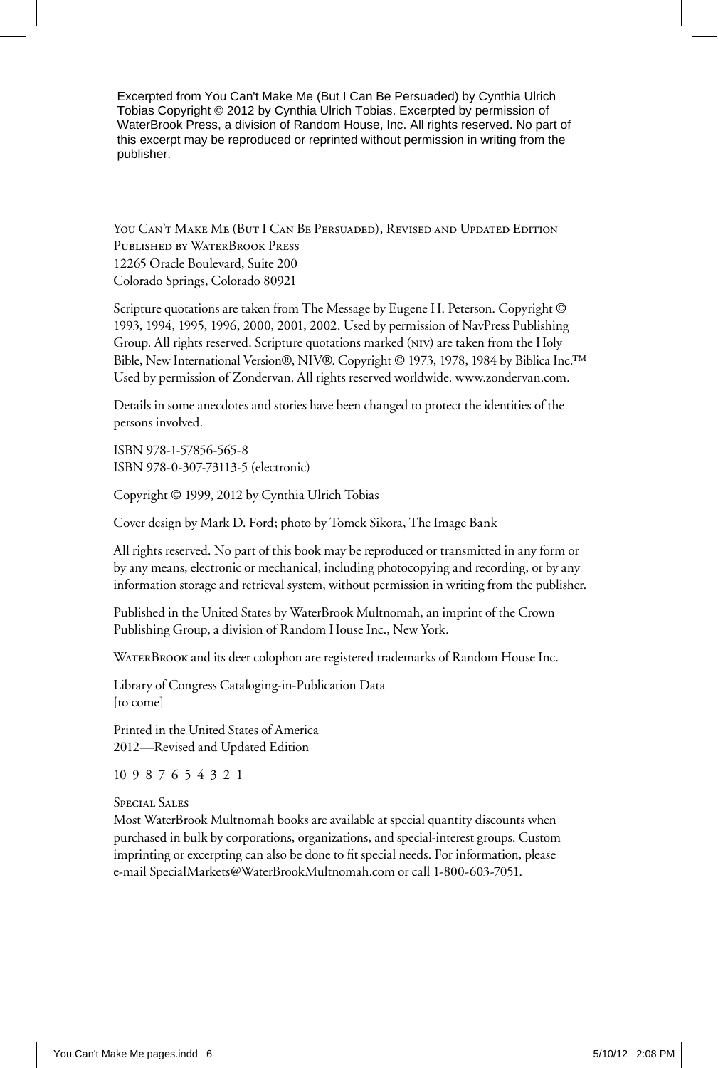Excerpted from You Can't Make Me (But I Can Be Persuaded) by Cynthia Ulrich Tobias Copyright © 2012 by Cynthia Ulrich Tobias. Excerpted by permission of WaterBrook Press, a division of Random House, Inc. All rights reserved. No part of this excerpt may be reproduced or reprinted without permission in writing from the publisher.

You Can't Make Me (But I Can Be Persuaded), Revised and Updated Edition
Published by WaterBrook Press
12265 Oracle Boulevard, Suite 200
Colorado Springs, Colorado 80921

Scripture quotations are taken from The Message by Eugene H. Peterson. Copyright © 1993, 1994, 1995, 1996, 2000, 2001, 2002. Used by permission of NavPress Publishing Group. All rights reserved. Scripture quotations marked (niv) are taken from the Holy Bible, New International Version®, NIV®. Copyright © 1973, 1978, 1984 by Biblica Inc.™ Used by permission of Zondervan. All rights reserved worldwide. www.zondervan.com.

Details in some anecdotes and stories have been changed to protect the identities of the persons involved.

ISBN 978-1-57856-565-8
ISBN 978-0-307-73113-5 (electronic)

Copyright © 1999, 2012 by Cynthia Ulrich Tobias

Cover design by Mark D. Ford; photo by Tomek Sikora, The Image Bank

All rights reserved. No part of this book may be reproduced or transmitted in any form or by any means, electronic or mechanical, including photocopying and recording, or by any information storage and retrieval system, without permission in writing from the publisher.

Published in the United States by WaterBrook Multnomah, an imprint of the Crown Publishing Group, a division of Random House Inc., New York.

WaterBrook and its deer colophon are registered trademarks of Random House Inc.

Library of Congress Cataloging-in-Publication Data
[to come]

Printed in the United States of America
2012—Revised and Updated Edition

10 9 8 7 6 5 4 3 2 1

Special Sales
Most WaterBrook Multnomah books are available at special quantity discounts when purchased in bulk by corporations, organizations, and special-interest groups. Custom imprinting or excerpting can also be done to fit special needs. For information, please e-mail SpecialMarkets@WaterBrookMultnomah.com or call 1-800-603-7051.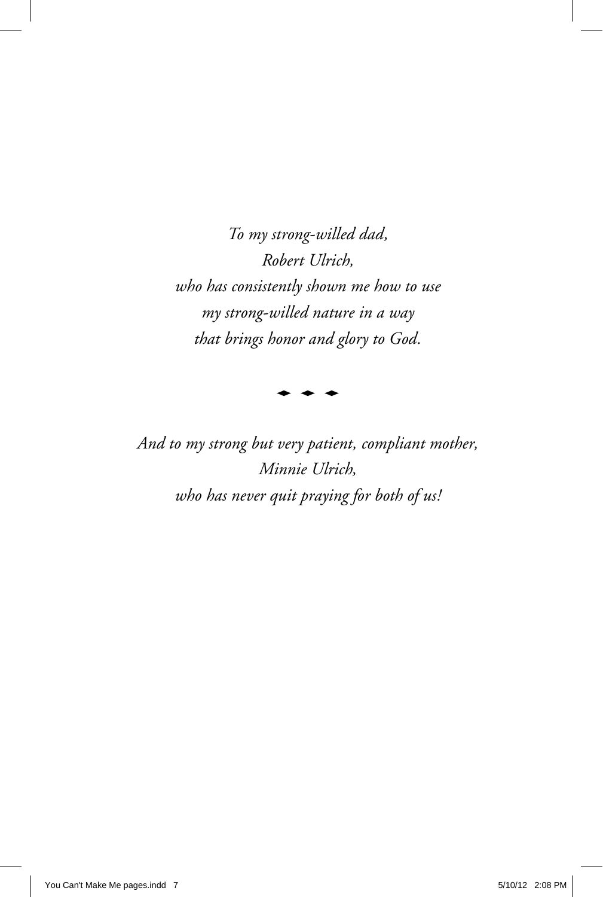*To my strong-willed dad,*
*Robert Ulrich,*
*who has consistently shown me how to use*
*my strong-willed nature in a way*
*that brings honor and glory to God.*

◆ ◆ ◆

*And to my strong but very patient, compliant mother,*
*Minnie Ulrich,*
*who has never quit praying for both of us!*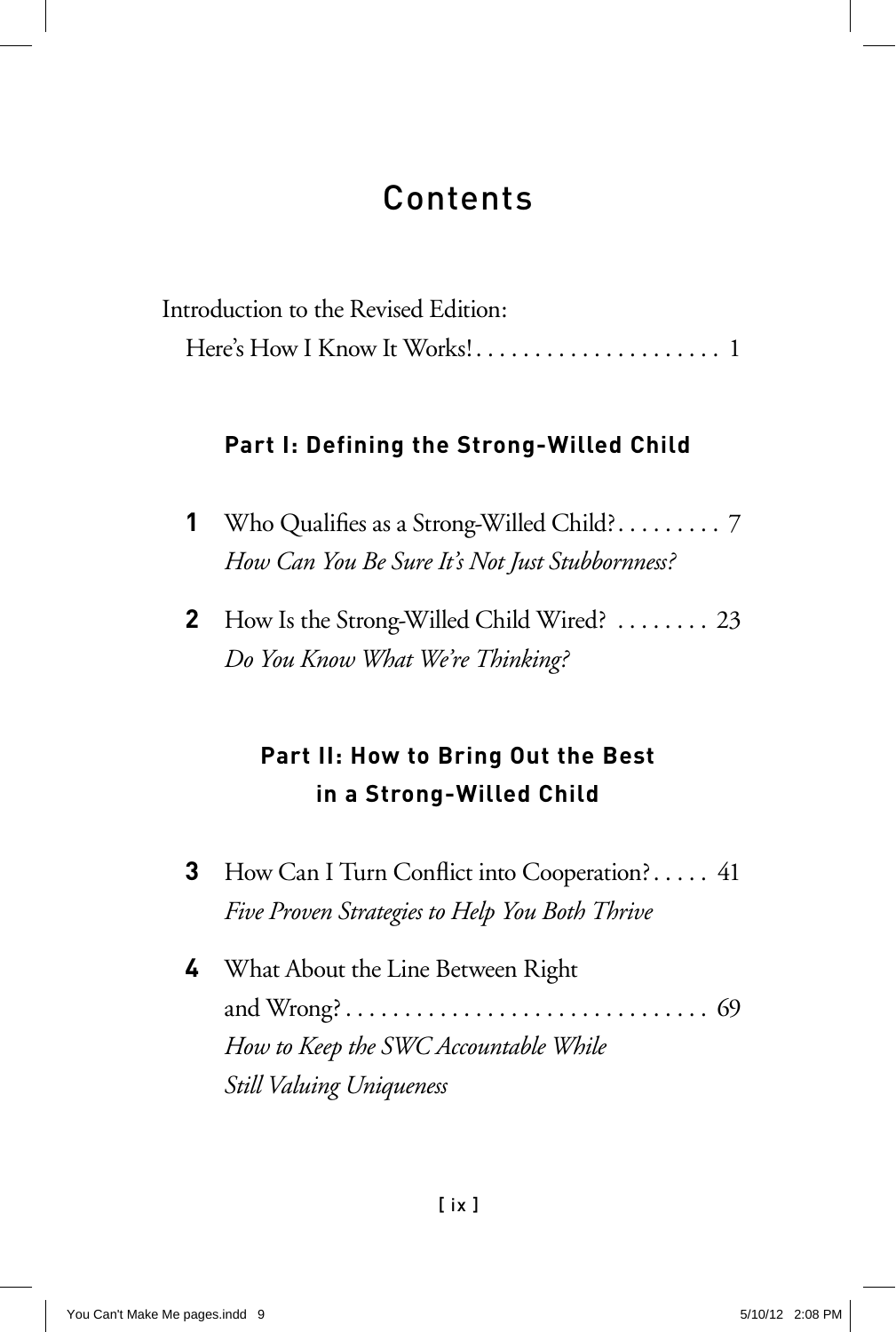# Contents

Introduction to the Revised Edition:
Here's How I Know It Works! . . . . . . . . . . . . . . . . . . . . . 1

### Part I: Defining the Strong-Willed Child

**1** Who Qualifies as a Strong-Willed Child? . . . . . . . . . 7
*How Can You Be Sure It's Not Just Stubbornness?*

**2** How Is the Strong-Willed Child Wired? . . . . . . . . 23
*Do You Know What We're Thinking?*

### Part II: How to Bring Out the Best in a Strong-Willed Child

**3** How Can I Turn Conflict into Cooperation? . . . . . 41
*Five Proven Strategies to Help You Both Thrive*

**4** What About the Line Between Right and Wrong? . . . . . . . . . . . . . . . . . . . . . . . . . . . . . . 69
*How to Keep the SWC Accountable While Still Valuing Uniqueness*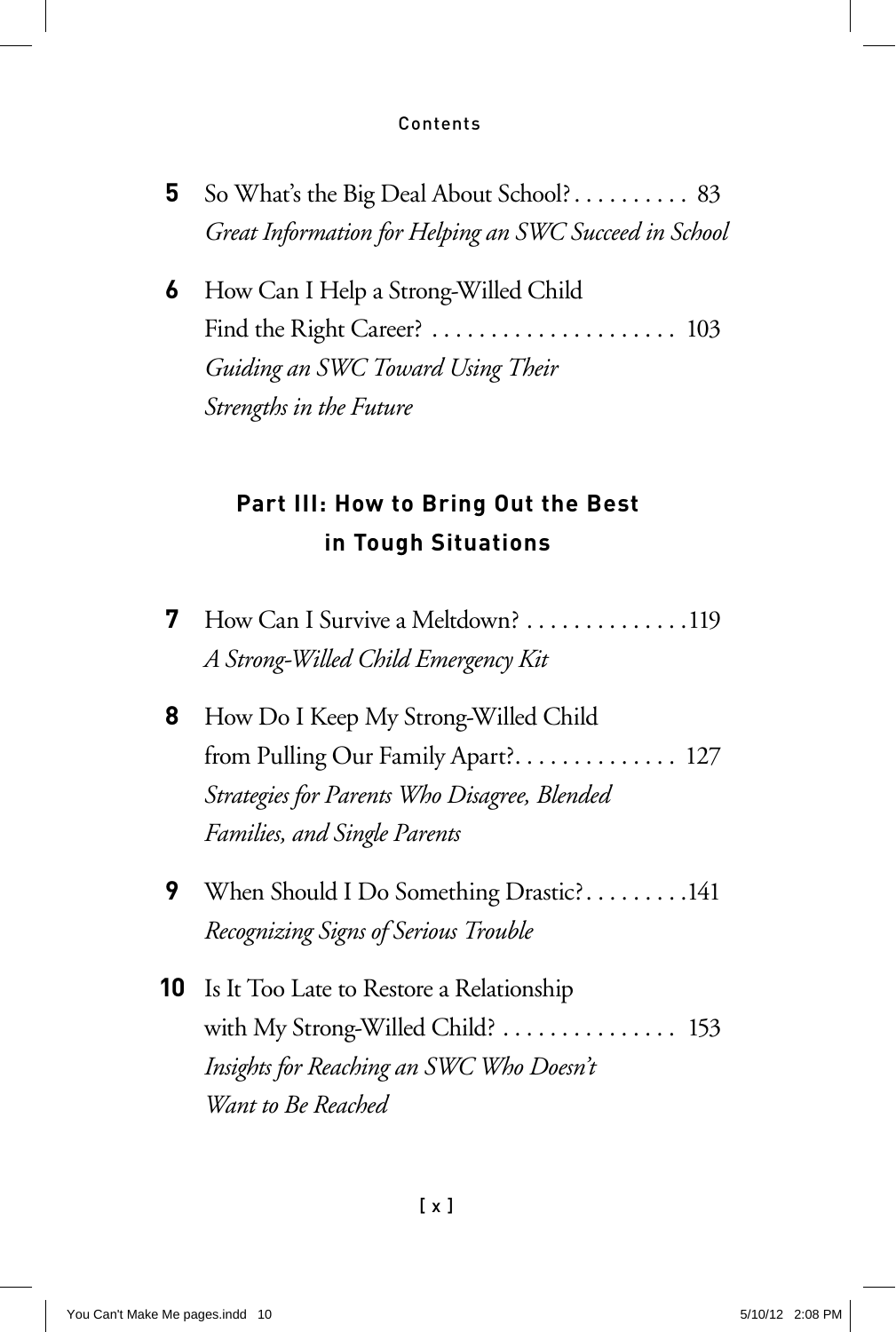**5** So What's the Big Deal About School? . . . . . . . . . . 83
*Great Information for Helping an SWC Succeed in School*

**6** How Can I Help a Strong-Willed Child Find the Right Career? . . . . . . . . . . . . . . . . . . . . . 103
*Guiding an SWC Toward Using Their Strengths in the Future*

## Part III: How to Bring Out the Best in Tough Situations

**7** How Can I Survive a Meltdown? . . . . . . . . . . . . . .119
*A Strong-Willed Child Emergency Kit*

**8** How Do I Keep My Strong-Willed Child from Pulling Our Family Apart?. . . . . . . . . . . . . 127
*Strategies for Parents Who Disagree, Blended Families, and Single Parents*

**9** When Should I Do Something Drastic?. . . . . . . . .141
*Recognizing Signs of Serious Trouble*

**10** Is It Too Late to Restore a Relationship with My Strong-Willed Child? . . . . . . . . . . . . . . . 153
*Insights for Reaching an SWC Who Doesn't Want to Be Reached*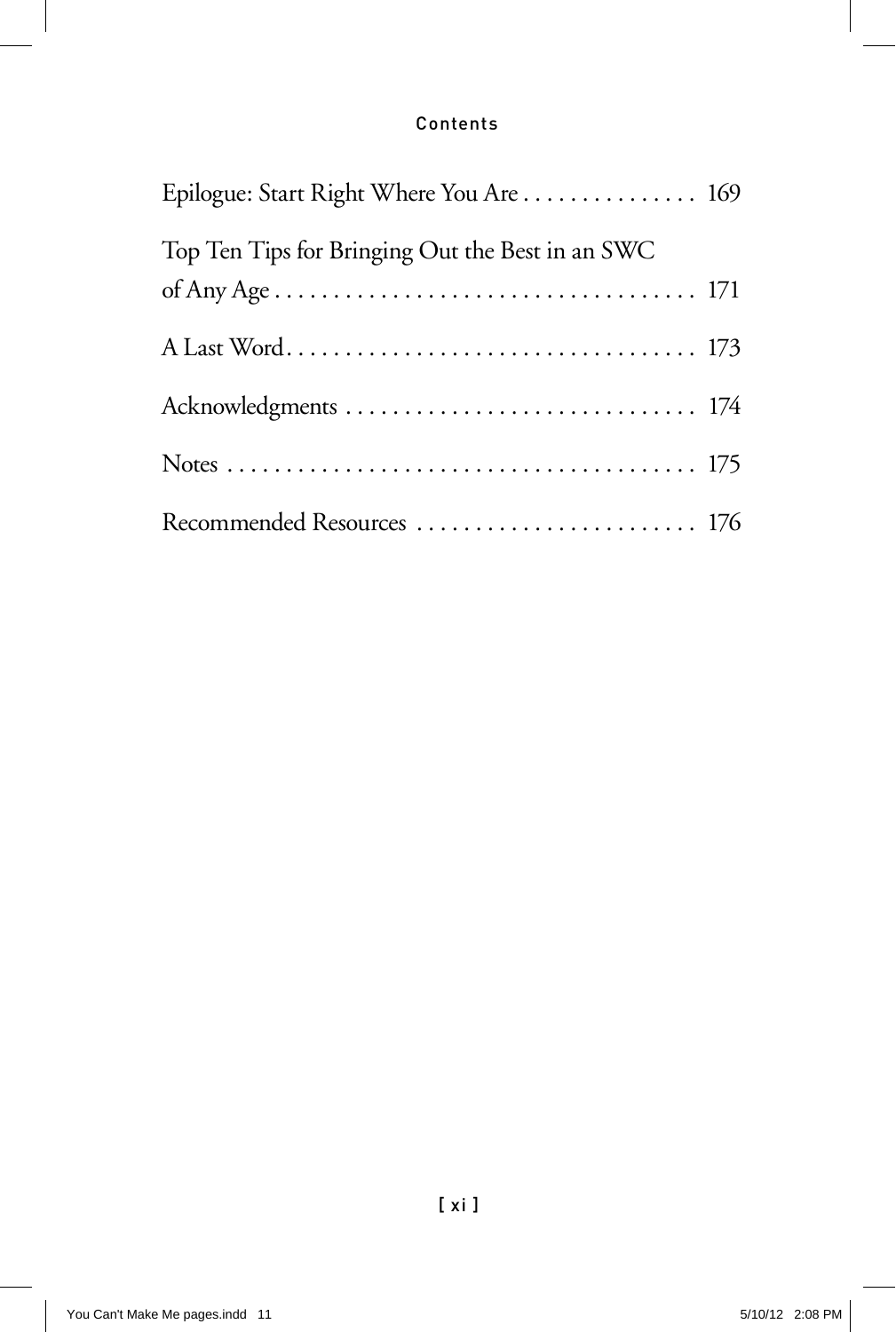Epilogue: Start Right Where You Are . . . . . . . . . . . . . . . 169

Top Ten Tips for Bringing Out the Best in an SWC of Any Age . . . . . . . . . . . . . . . . . . . . . . . . . . . . . . . . . . . . 171

A Last Word . . . . . . . . . . . . . . . . . . . . . . . . . . . . . . . . . . . 173

Acknowledgments . . . . . . . . . . . . . . . . . . . . . . . . . . . . . . 174

Notes . . . . . . . . . . . . . . . . . . . . . . . . . . . . . . . . . . . . . . . . 175

Recommended Resources . . . . . . . . . . . . . . . . . . . . . . . . 176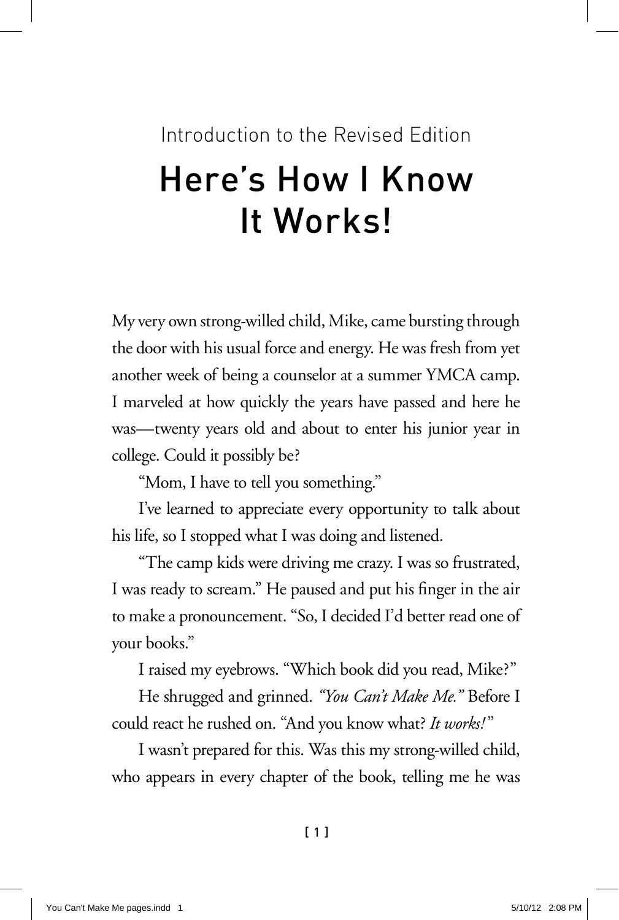Introduction to the Revised Edition

# Here's How I Know It Works!

My very own strong-willed child, Mike, came bursting through the door with his usual force and energy. He was fresh from yet another week of being a counselor at a summer YMCA camp. I marveled at how quickly the years have passed and here he was—twenty years old and about to enter his junior year in college. Could it possibly be?

"Mom, I have to tell you something."

I've learned to appreciate every opportunity to talk about his life, so I stopped what I was doing and listened.

"The camp kids were driving me crazy. I was so frustrated, I was ready to scream." He paused and put his finger in the air to make a pronouncement. "So, I decided I'd better read one of your books."

I raised my eyebrows. "Which book did you read, Mike?"

He shrugged and grinned. *"You Can't Make Me."* Before I could react he rushed on. "And you know what? *It works!*"

I wasn't prepared for this. Was this my strong-willed child, who appears in every chapter of the book, telling me he was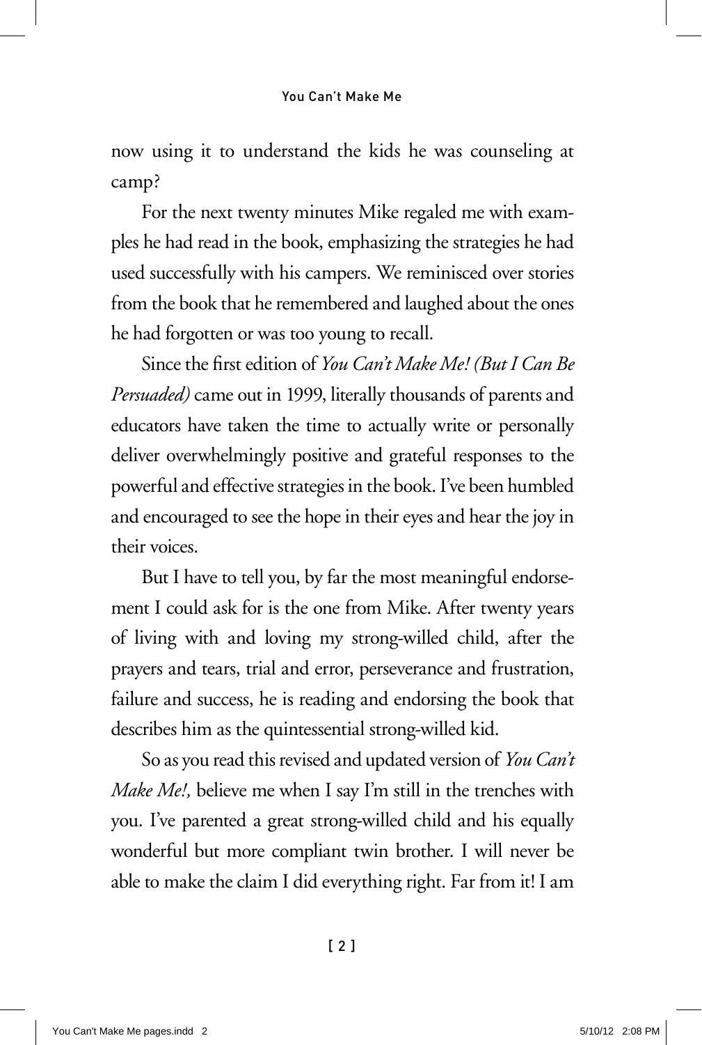now using it to understand the kids he was counseling at camp?

For the next twenty minutes Mike regaled me with examples he had read in the book, emphasizing the strategies he had used successfully with his campers. We reminisced over stories from the book that he remembered and laughed about the ones he had forgotten or was too young to recall.

Since the first edition of *You Can't Make Me! (But I Can Be Persuaded)* came out in 1999, literally thousands of parents and educators have taken the time to actually write or personally deliver overwhelmingly positive and grateful responses to the powerful and effective strategies in the book. I've been humbled and encouraged to see the hope in their eyes and hear the joy in their voices.

But I have to tell you, by far the most meaningful endorsement I could ask for is the one from Mike. After twenty years of living with and loving my strong-willed child, after the prayers and tears, trial and error, perseverance and frustration, failure and success, he is reading and endorsing the book that describes him as the quintessential strong-willed kid.

So as you read this revised and updated version of *You Can't Make Me!,* believe me when I say I'm still in the trenches with you. I've parented a great strong-willed child and his equally wonderful but more compliant twin brother. I will never be able to make the claim I did everything right. Far from it! I am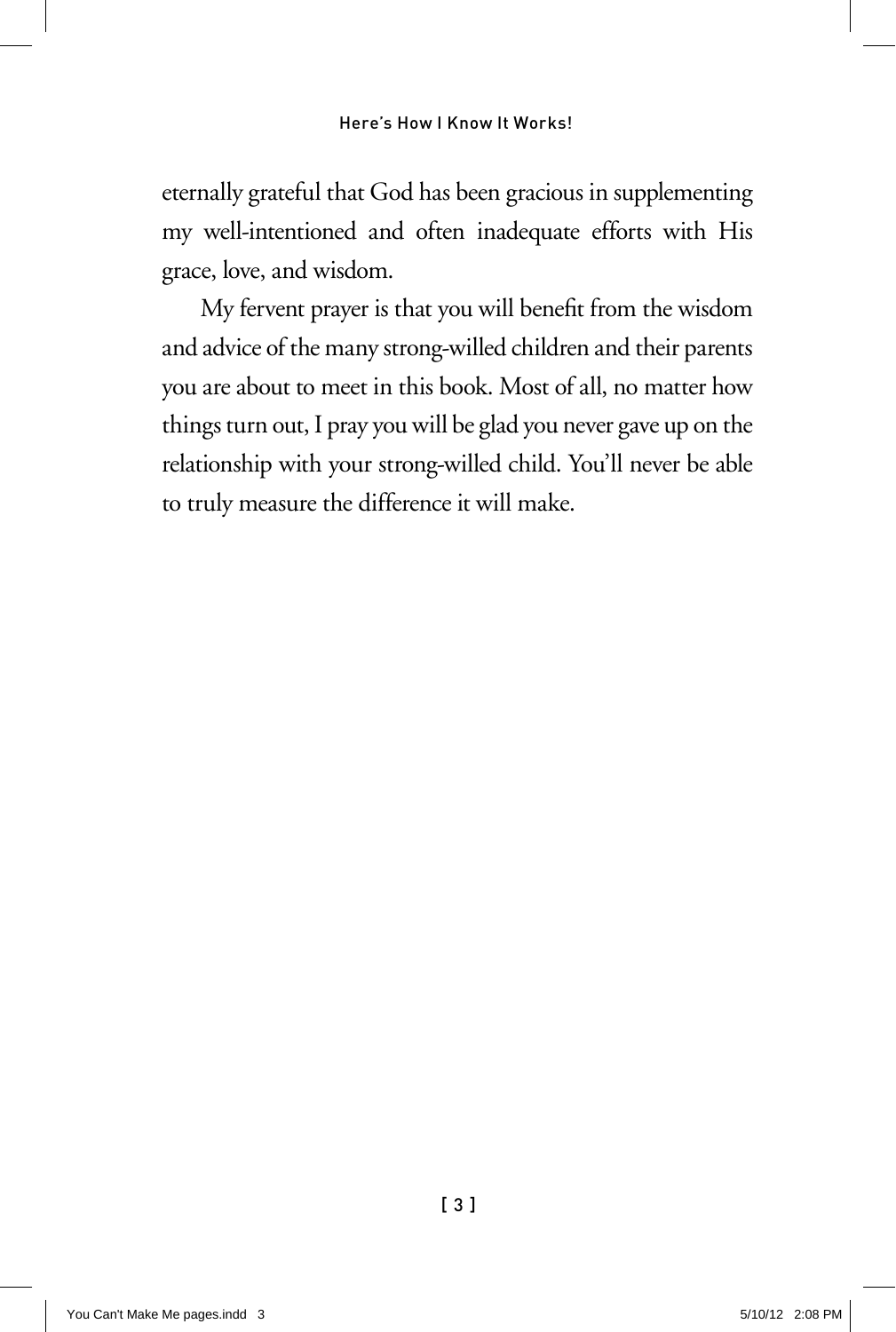eternally grateful that God has been gracious in supplementing my well-intentioned and often inadequate efforts with His grace, love, and wisdom.

My fervent prayer is that you will benefit from the wisdom and advice of the many strong-willed children and their parents you are about to meet in this book. Most of all, no matter how things turn out, I pray you will be glad you never gave up on the relationship with your strong-willed child. You'll never be able to truly measure the difference it will make.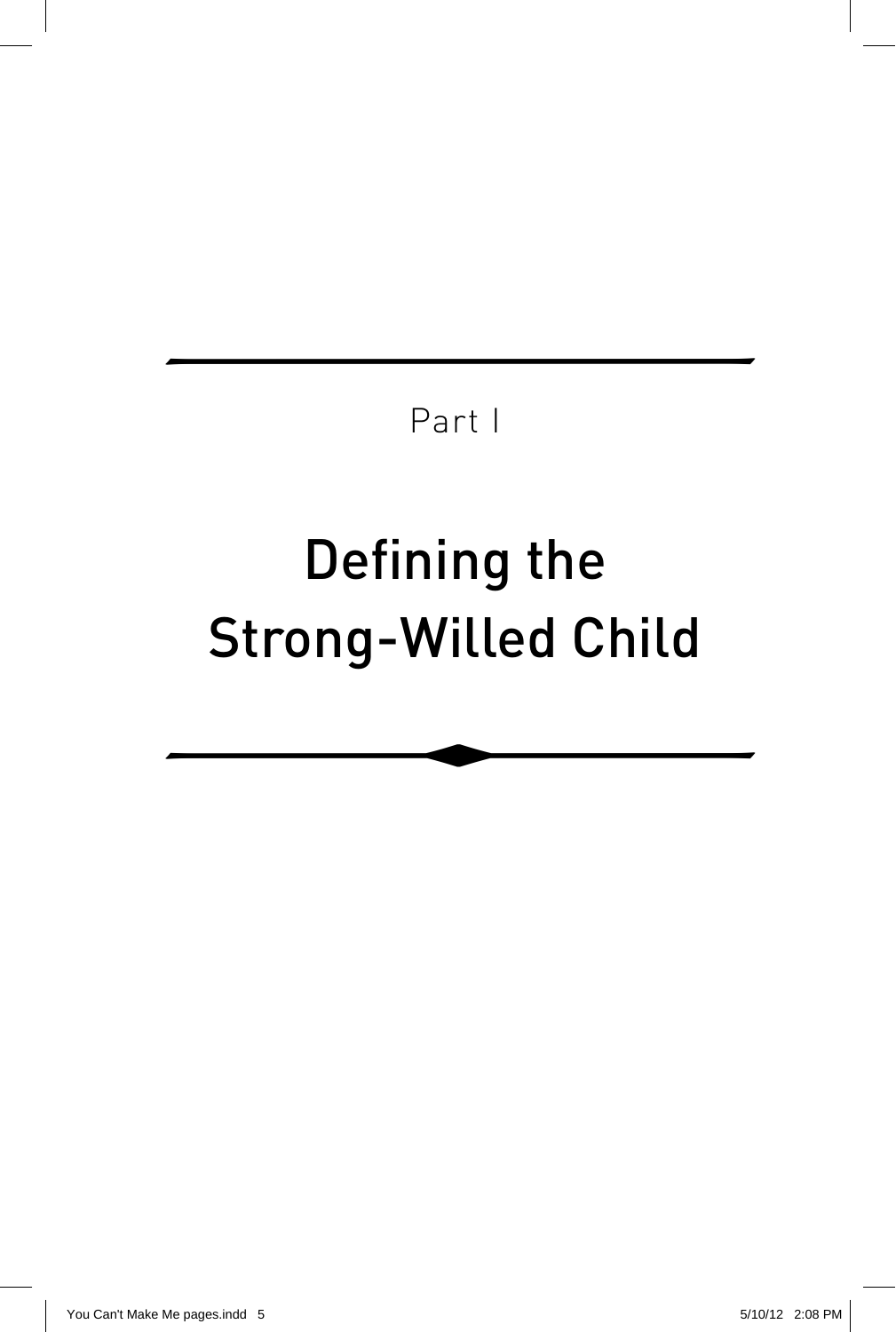Part I

# Defining the Strong-Willed Child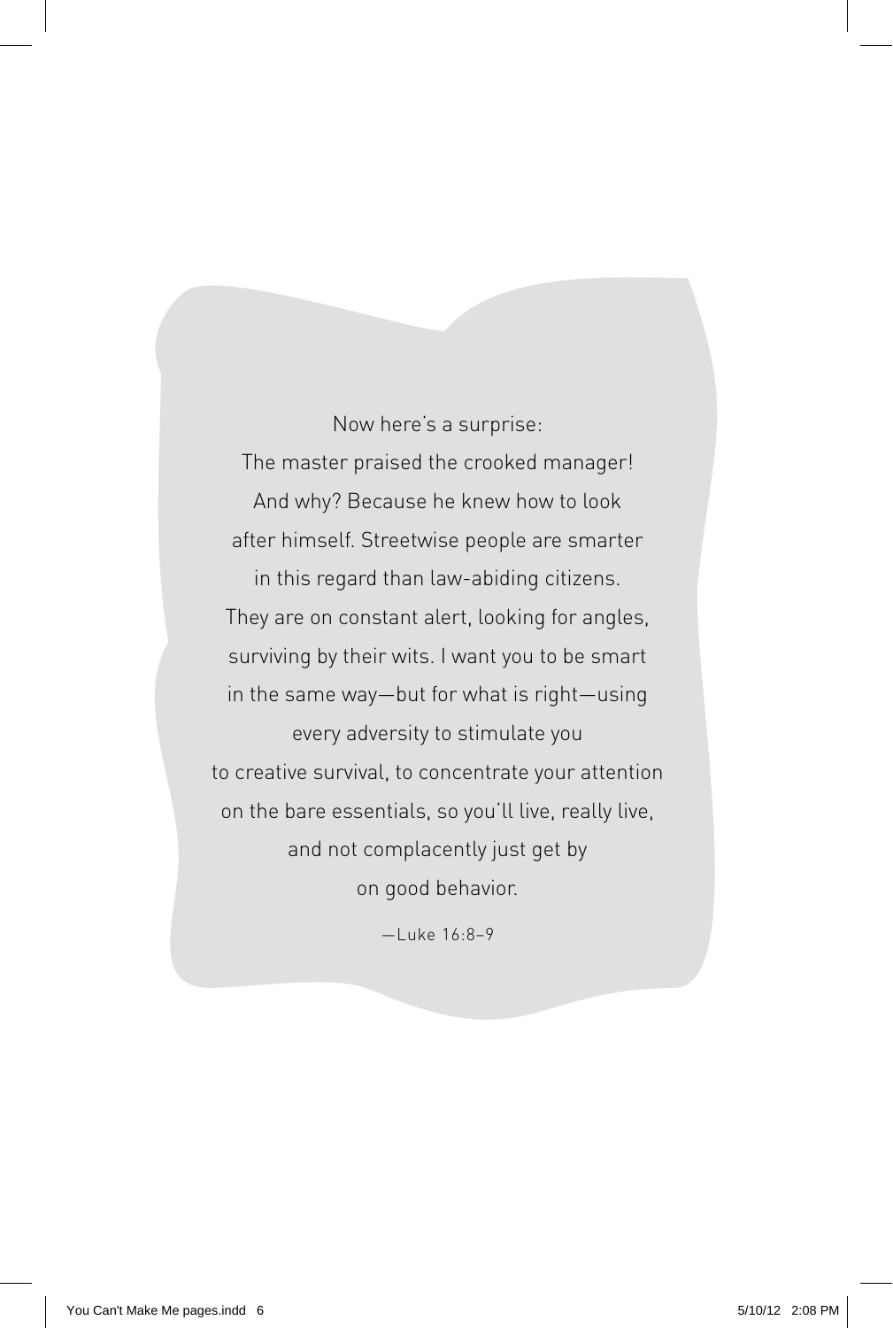Now here's a surprise:
The master praised the crooked manager!
And why? Because he knew how to look
after himself. Streetwise people are smarter
in this regard than law-abiding citizens.
They are on constant alert, looking for angles,
surviving by their wits. I want you to be smart
in the same way—but for what is right—using
every adversity to stimulate you
to creative survival, to concentrate your attention
on the bare essentials, so you'll live, really live,
and not complacently just get by
on good behavior.

—Luke 16:8–9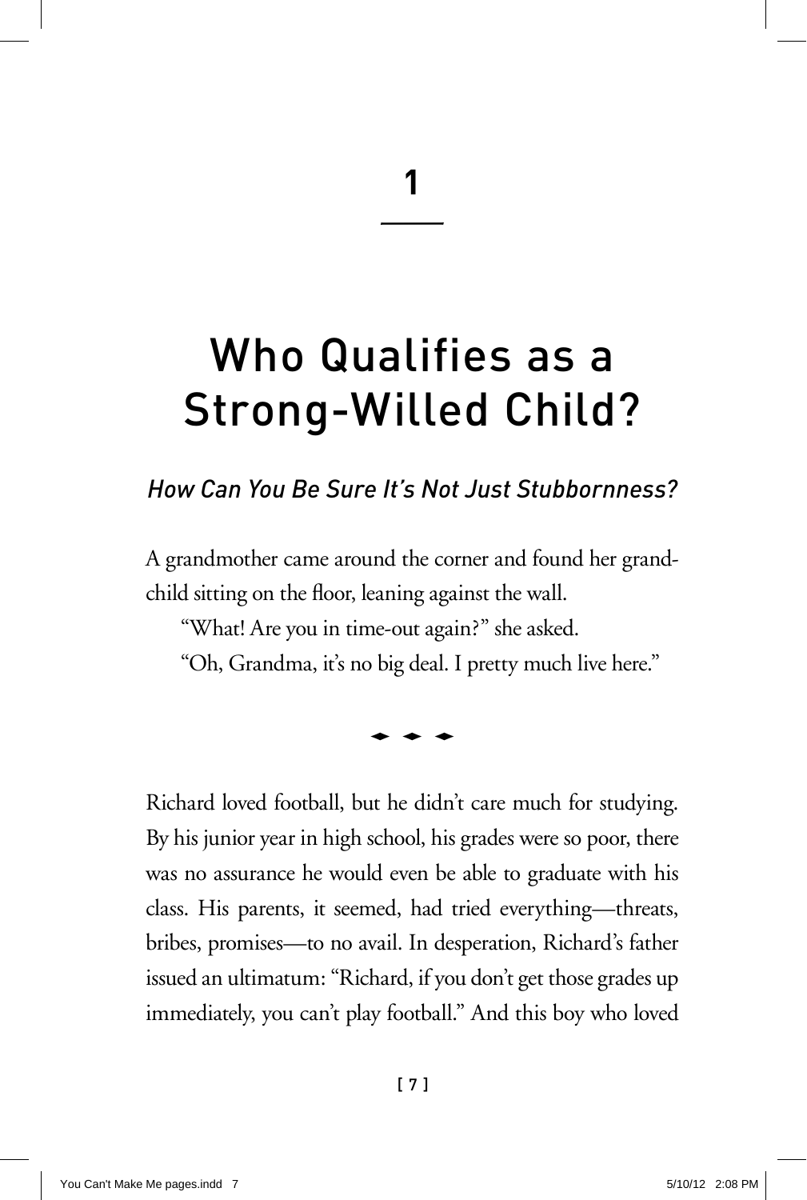# 1

# Who Qualifies as a Strong-Willed Child?

## *How Can You Be Sure It's Not Just Stubbornness?*

A grandmother came around the corner and found her grandchild sitting on the floor, leaning against the wall.

"What! Are you in time-out again?" she asked.

"Oh, Grandma, it's no big deal. I pretty much live here."

---

Richard loved football, but he didn't care much for studying. By his junior year in high school, his grades were so poor, there was no assurance he would even be able to graduate with his class. His parents, it seemed, had tried everything—threats, bribes, promises—to no avail. In desperation, Richard's father issued an ultimatum: "Richard, if you don't get those grades up immediately, you can't play football." And this boy who loved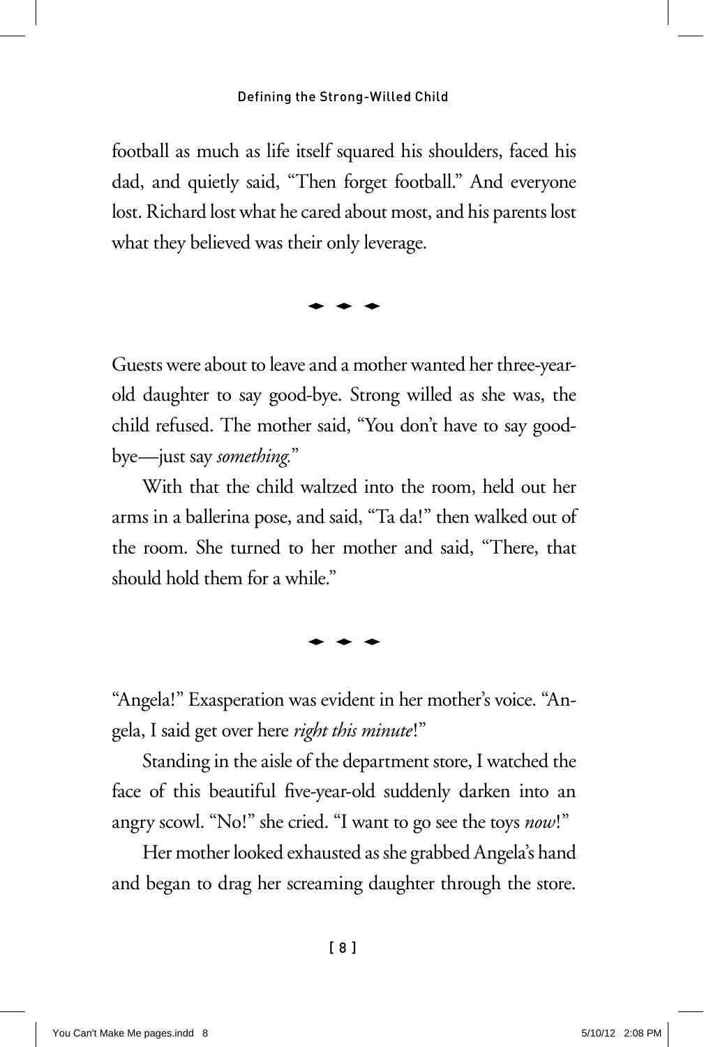football as much as life itself squared his shoulders, faced his dad, and quietly said, "Then forget football." And everyone lost. Richard lost what he cared about most, and his parents lost what they believed was their only leverage.

◆ ◆ ◆

Guests were about to leave and a mother wanted her three-year-old daughter to say good-bye. Strong willed as she was, the child refused. The mother said, "You don't have to say good-bye—just say *something*."

With that the child waltzed into the room, held out her arms in a ballerina pose, and said, "Ta da!" then walked out of the room. She turned to her mother and said, "There, that should hold them for a while."

◆ ◆ ◆

"Angela!" Exasperation was evident in her mother's voice. "Angela, I said get over here *right this minute*!"

Standing in the aisle of the department store, I watched the face of this beautiful five-year-old suddenly darken into an angry scowl. "No!" she cried. "I want to go see the toys *now*!"

Her mother looked exhausted as she grabbed Angela's hand and began to drag her screaming daughter through the store.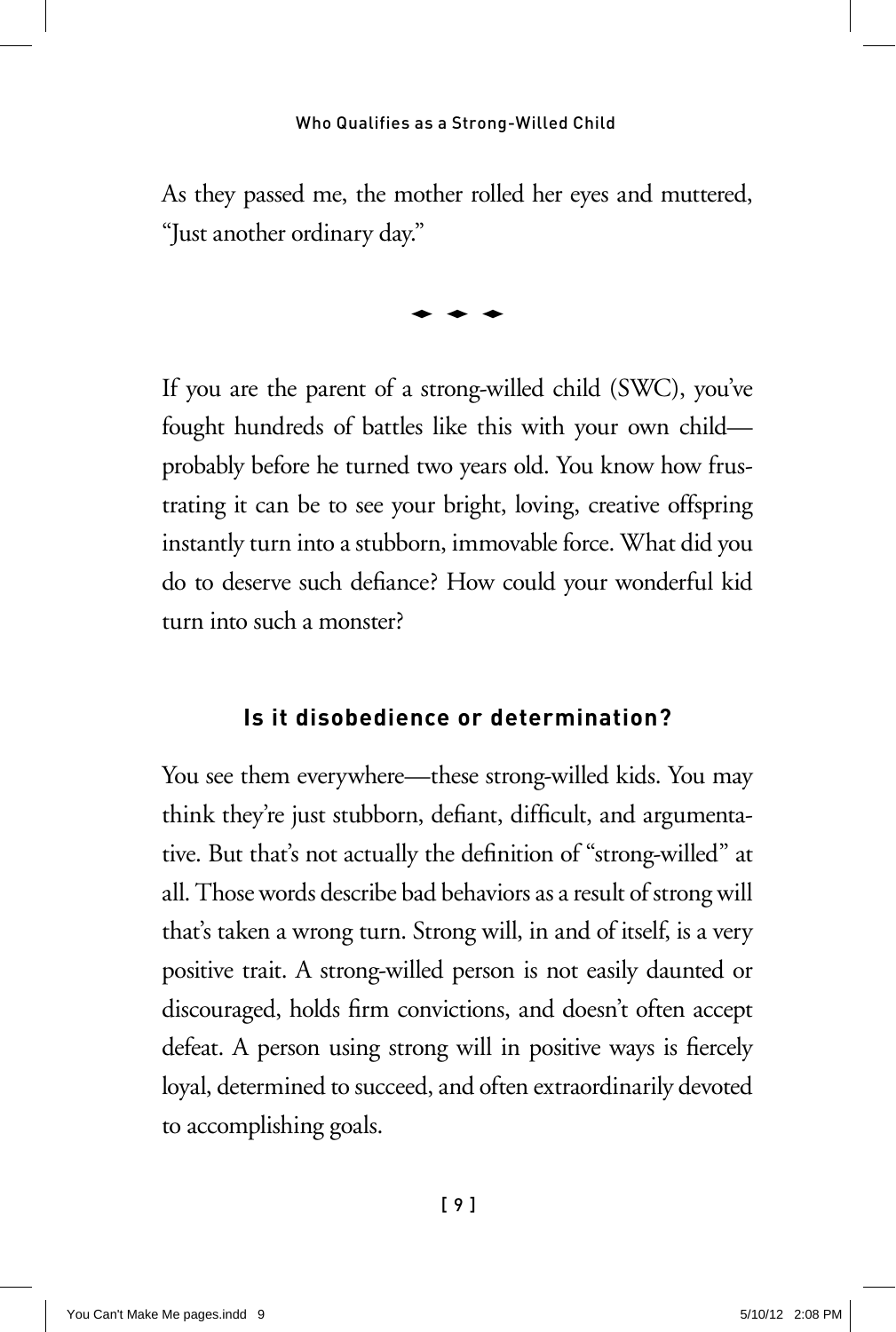As they passed me, the mother rolled her eyes and muttered, "Just another ordinary day."

◆ ◆ ◆

If you are the parent of a strong-willed child (SWC), you've fought hundreds of battles like this with your own child—probably before he turned two years old. You know how frustrating it can be to see your bright, loving, creative offspring instantly turn into a stubborn, immovable force. What did you do to deserve such defiance? How could your wonderful kid turn into such a monster?

### Is it disobedience or determination?

You see them everywhere—these strong-willed kids. You may think they're just stubborn, defiant, difficult, and argumentative. But that's not actually the definition of "strong-willed" at all. Those words describe bad behaviors as a result of strong will that's taken a wrong turn. Strong will, in and of itself, is a very positive trait. A strong-willed person is not easily daunted or discouraged, holds firm convictions, and doesn't often accept defeat. A person using strong will in positive ways is fiercely loyal, determined to succeed, and often extraordinarily devoted to accomplishing goals.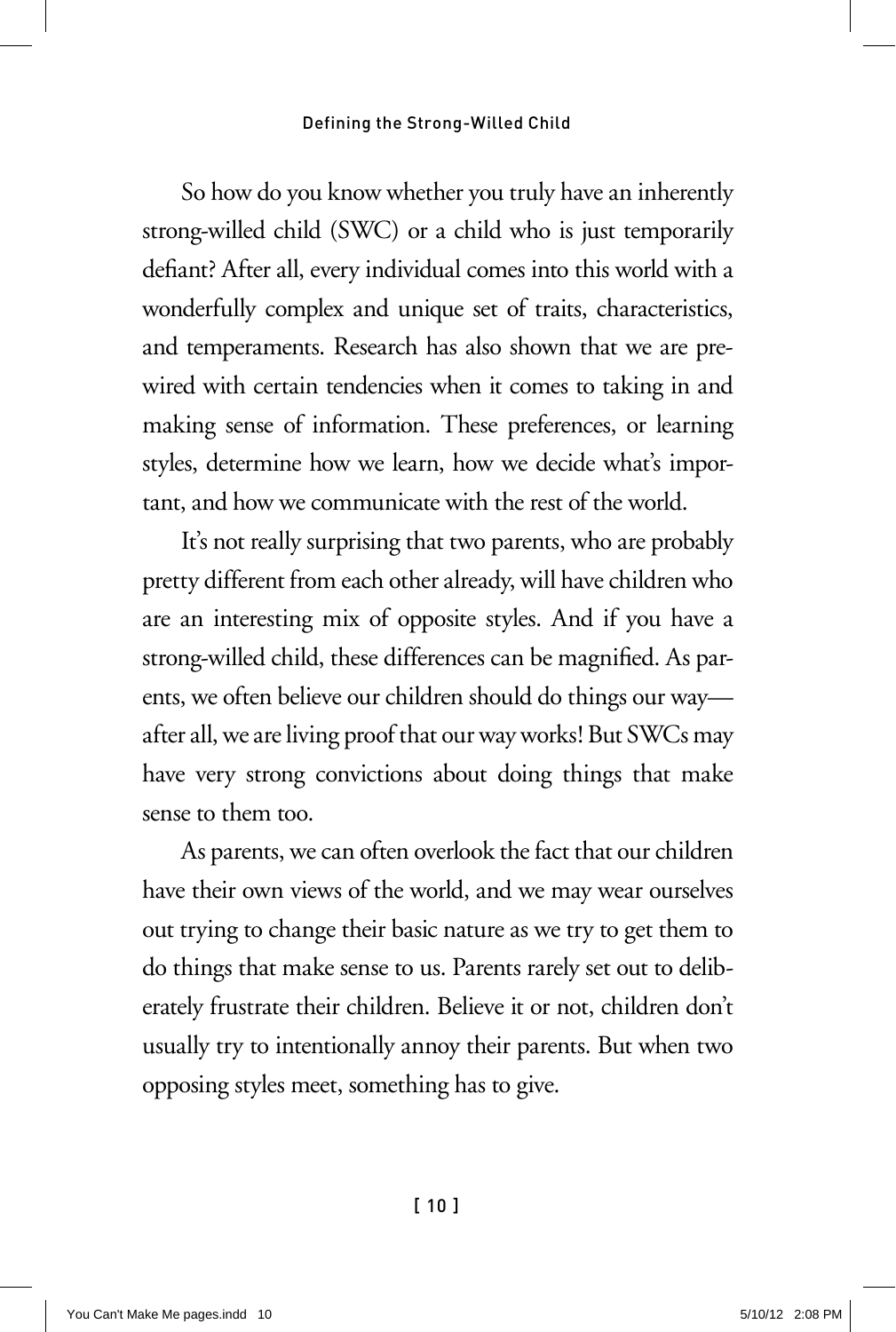So how do you know whether you truly have an inherently strong-willed child (SWC) or a child who is just temporarily defiant? After all, every individual comes into this world with a wonderfully complex and unique set of traits, characteristics, and temperaments. Research has also shown that we are prewired with certain tendencies when it comes to taking in and making sense of information. These preferences, or learning styles, determine how we learn, how we decide what's important, and how we communicate with the rest of the world.

It's not really surprising that two parents, who are probably pretty different from each other already, will have children who are an interesting mix of opposite styles. And if you have a strong-willed child, these differences can be magnified. As parents, we often believe our children should do things our way—after all, we are living proof that our way works! But SWCs may have very strong convictions about doing things that make sense to them too.

As parents, we can often overlook the fact that our children have their own views of the world, and we may wear ourselves out trying to change their basic nature as we try to get them to do things that make sense to us. Parents rarely set out to deliberately frustrate their children. Believe it or not, children don't usually try to intentionally annoy their parents. But when two opposing styles meet, something has to give.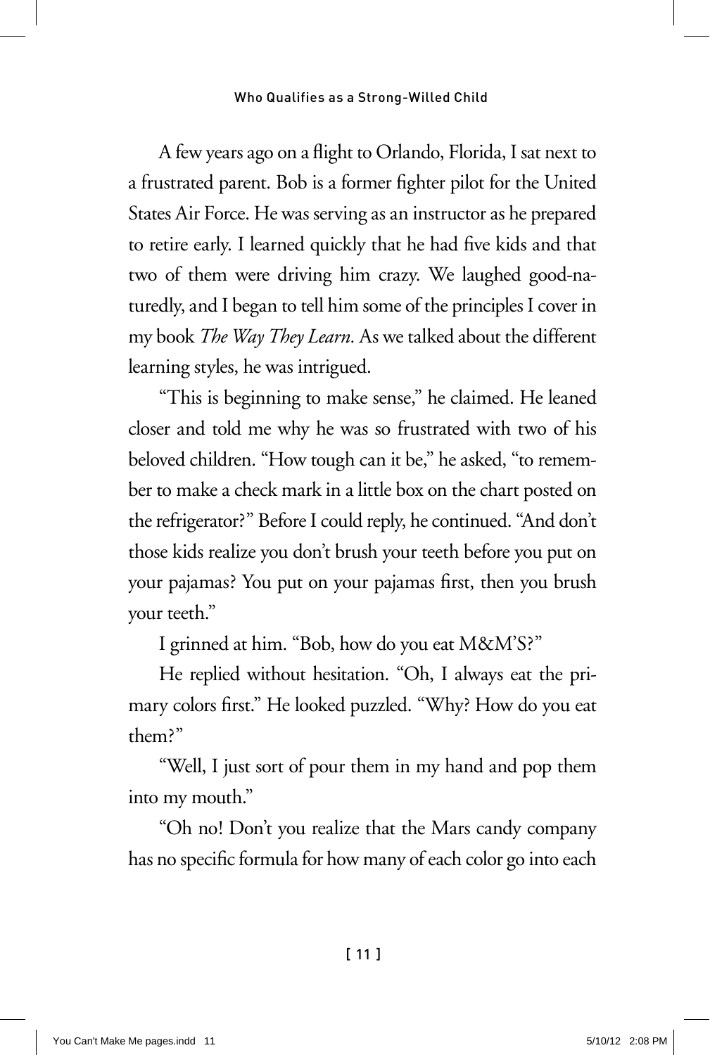A few years ago on a flight to Orlando, Florida, I sat next to a frustrated parent. Bob is a former fighter pilot for the United States Air Force. He was serving as an instructor as he prepared to retire early. I learned quickly that he had five kids and that two of them were driving him crazy. We laughed good-naturedly, and I began to tell him some of the principles I cover in my book *The Way They Learn*. As we talked about the different learning styles, he was intrigued.

"This is beginning to make sense," he claimed. He leaned closer and told me why he was so frustrated with two of his beloved children. "How tough can it be," he asked, "to remember to make a check mark in a little box on the chart posted on the refrigerator?" Before I could reply, he continued. "And don't those kids realize you don't brush your teeth before you put on your pajamas? You put on your pajamas first, then you brush your teeth."

I grinned at him. "Bob, how do you eat M&M'S?"

He replied without hesitation. "Oh, I always eat the primary colors first." He looked puzzled. "Why? How do you eat them?"

"Well, I just sort of pour them in my hand and pop them into my mouth."

"Oh no! Don't you realize that the Mars candy company has no specific formula for how many of each color go into each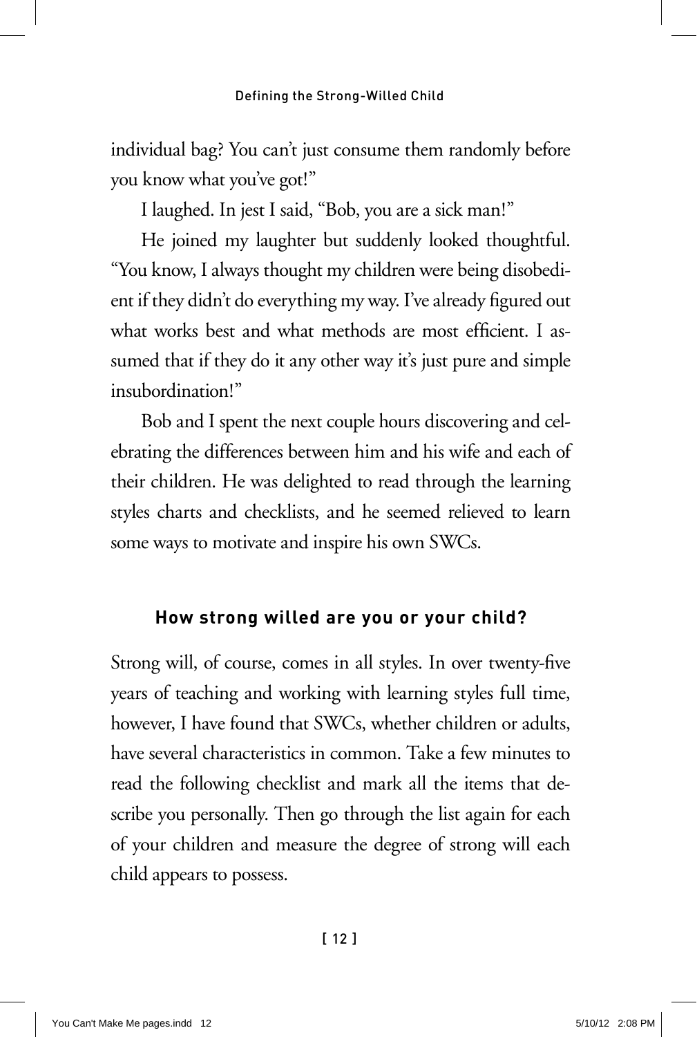individual bag? You can't just consume them randomly before you know what you've got!"

I laughed. In jest I said, "Bob, you are a sick man!"

He joined my laughter but suddenly looked thoughtful. "You know, I always thought my children were being disobedient if they didn't do everything my way. I've already figured out what works best and what methods are most efficient. I assumed that if they do it any other way it's just pure and simple insubordination!"

Bob and I spent the next couple hours discovering and celebrating the differences between him and his wife and each of their children. He was delighted to read through the learning styles charts and checklists, and he seemed relieved to learn some ways to motivate and inspire his own SWCs.

## How strong willed are you or your child?

Strong will, of course, comes in all styles. In over twenty-five years of teaching and working with learning styles full time, however, I have found that SWCs, whether children or adults, have several characteristics in common. Take a few minutes to read the following checklist and mark all the items that describe you personally. Then go through the list again for each of your children and measure the degree of strong will each child appears to possess.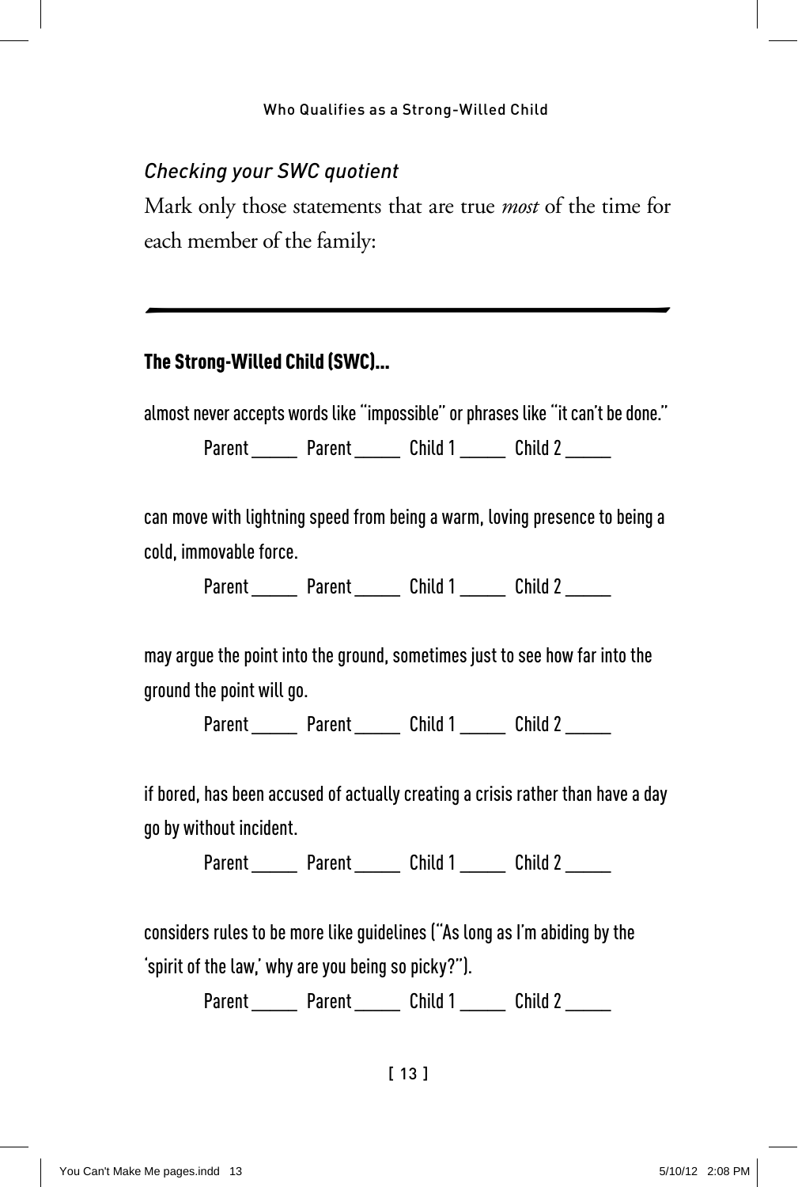### *Checking your SWC quotient*

Mark only those statements that are true *most* of the time for each member of the family:

---

**The Strong-Willed Child (SWC)...**

almost never accepts words like "impossible" or phrases like "it can't be done."

Parent _____ Parent _____ Child 1 _____ Child 2 _____

can move with lightning speed from being a warm, loving presence to being a cold, immovable force.

Parent _____ Parent _____ Child 1 _____ Child 2 _____

may argue the point into the ground, sometimes just to see how far into the ground the point will go.

Parent _____ Parent _____ Child 1 _____ Child 2 _____

if bored, has been accused of actually creating a crisis rather than have a day go by without incident.

Parent _____ Parent _____ Child 1 _____ Child 2 _____

considers rules to be more like guidelines ("As long as I'm abiding by the 'spirit of the law,' why are you being so picky?").

Parent _____ Parent _____ Child 1 _____ Child 2 _____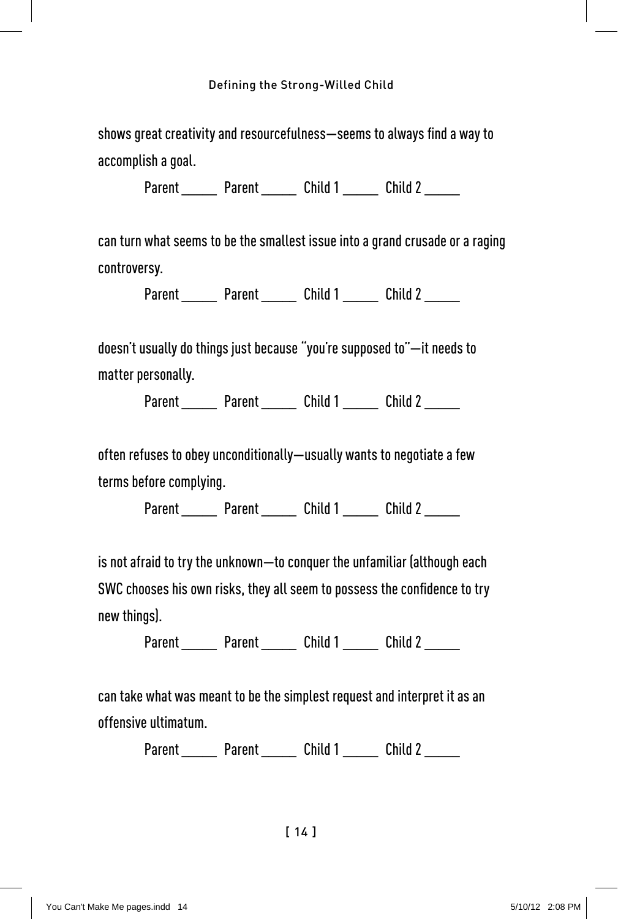shows great creativity and resourcefulness—seems to always find a way to accomplish a goal.

Parent _____ Parent _____ Child 1 _____ Child 2 _____

can turn what seems to be the smallest issue into a grand crusade or a raging controversy.

Parent _____ Parent _____ Child 1 _____ Child 2 _____

doesn't usually do things just because "you're supposed to"—it needs to matter personally.

Parent _____ Parent _____ Child 1 _____ Child 2 _____

often refuses to obey unconditionally—usually wants to negotiate a few terms before complying.

Parent _____ Parent _____ Child 1 _____ Child 2 _____

is not afraid to try the unknown—to conquer the unfamiliar (although each SWC chooses his own risks, they all seem to possess the confidence to try new things).

Parent _____ Parent _____ Child 1 _____ Child 2 _____

can take what was meant to be the simplest request and interpret it as an offensive ultimatum.

Parent _____ Parent _____ Child 1 _____ Child 2 _____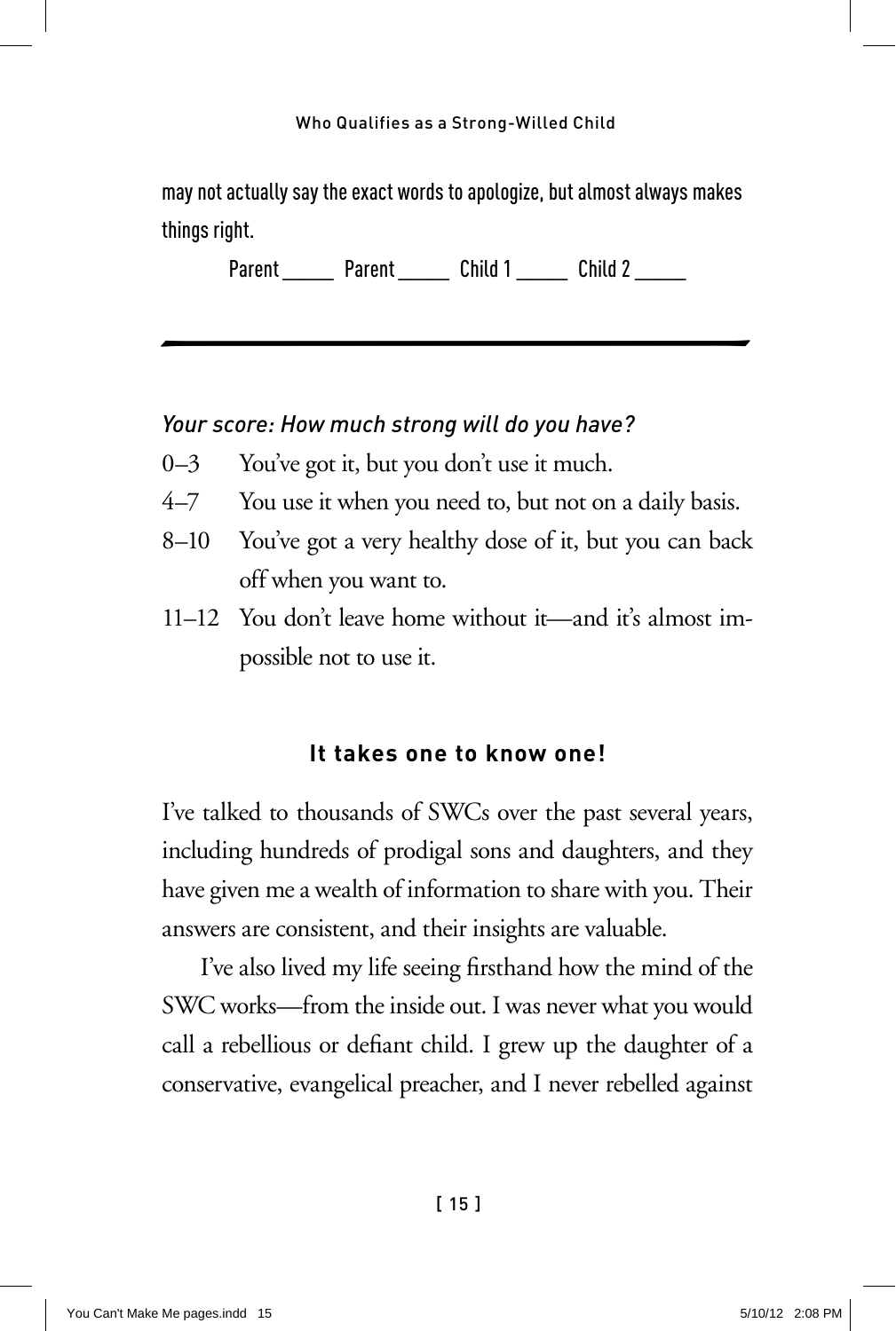may not actually say the exact words to apologize, but almost always makes things right.

Parent _____ Parent _____ Child 1 _____ Child 2 _____

---

*Your score: How much strong will do you have?*

- 0–3 You've got it, but you don't use it much.
- 4–7 You use it when you need to, but not on a daily basis.
- 8–10 You've got a very healthy dose of it, but you can back off when you want to.
- 11–12 You don't leave home without it—and it's almost impossible not to use it.

### It takes one to know one!

I've talked to thousands of SWCs over the past several years, including hundreds of prodigal sons and daughters, and they have given me a wealth of information to share with you. Their answers are consistent, and their insights are valuable.

I've also lived my life seeing firsthand how the mind of the SWC works—from the inside out. I was never what you would call a rebellious or defiant child. I grew up the daughter of a conservative, evangelical preacher, and I never rebelled against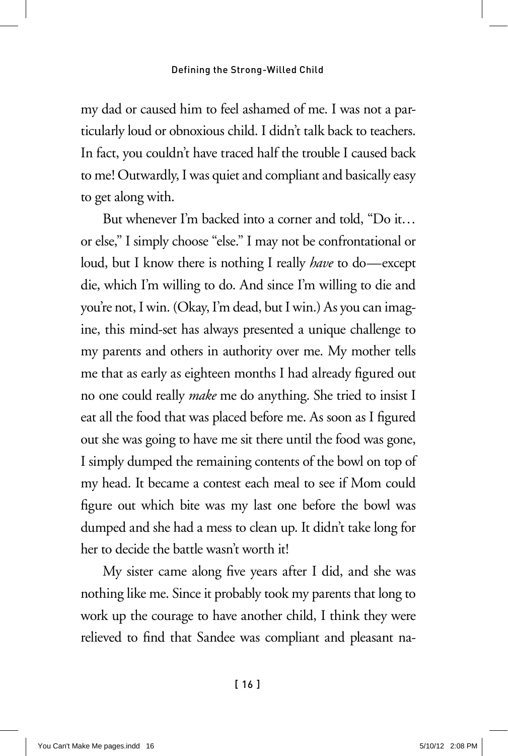my dad or caused him to feel ashamed of me. I was not a particularly loud or obnoxious child. I didn't talk back to teachers. In fact, you couldn't have traced half the trouble I caused back to me! Outwardly, I was quiet and compliant and basically easy to get along with.

But whenever I'm backed into a corner and told, "Do it… or else," I simply choose "else." I may not be confrontational or loud, but I know there is nothing I really *have* to do—except die, which I'm willing to do. And since I'm willing to die and you're not, I win. (Okay, I'm dead, but I win.) As you can imagine, this mind-set has always presented a unique challenge to my parents and others in authority over me. My mother tells me that as early as eighteen months I had already figured out no one could really *make* me do anything. She tried to insist I eat all the food that was placed before me. As soon as I figured out she was going to have me sit there until the food was gone, I simply dumped the remaining contents of the bowl on top of my head. It became a contest each meal to see if Mom could figure out which bite was my last one before the bowl was dumped and she had a mess to clean up. It didn't take long for her to decide the battle wasn't worth it!

My sister came along five years after I did, and she was nothing like me. Since it probably took my parents that long to work up the courage to have another child, I think they were relieved to find that Sandee was compliant and pleasant na-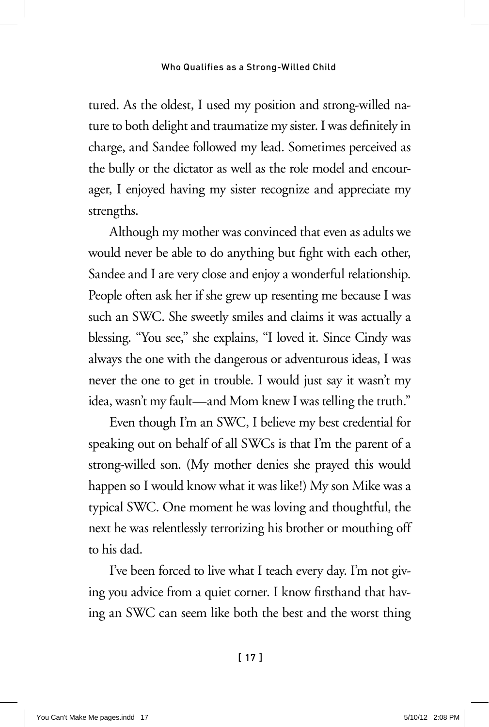tured. As the oldest, I used my position and strong-willed nature to both delight and traumatize my sister. I was definitely in charge, and Sandee followed my lead. Sometimes perceived as the bully or the dictator as well as the role model and encourager, I enjoyed having my sister recognize and appreciate my strengths.

Although my mother was convinced that even as adults we would never be able to do anything but fight with each other, Sandee and I are very close and enjoy a wonderful relationship. People often ask her if she grew up resenting me because I was such an SWC. She sweetly smiles and claims it was actually a blessing. "You see," she explains, "I loved it. Since Cindy was always the one with the dangerous or adventurous ideas, I was never the one to get in trouble. I would just say it wasn't my idea, wasn't my fault—and Mom knew I was telling the truth."

Even though I'm an SWC, I believe my best credential for speaking out on behalf of all SWCs is that I'm the parent of a strong-willed son. (My mother denies she prayed this would happen so I would know what it was like!) My son Mike was a typical SWC. One moment he was loving and thoughtful, the next he was relentlessly terrorizing his brother or mouthing off to his dad.

I've been forced to live what I teach every day. I'm not giving you advice from a quiet corner. I know firsthand that having an SWC can seem like both the best and the worst thing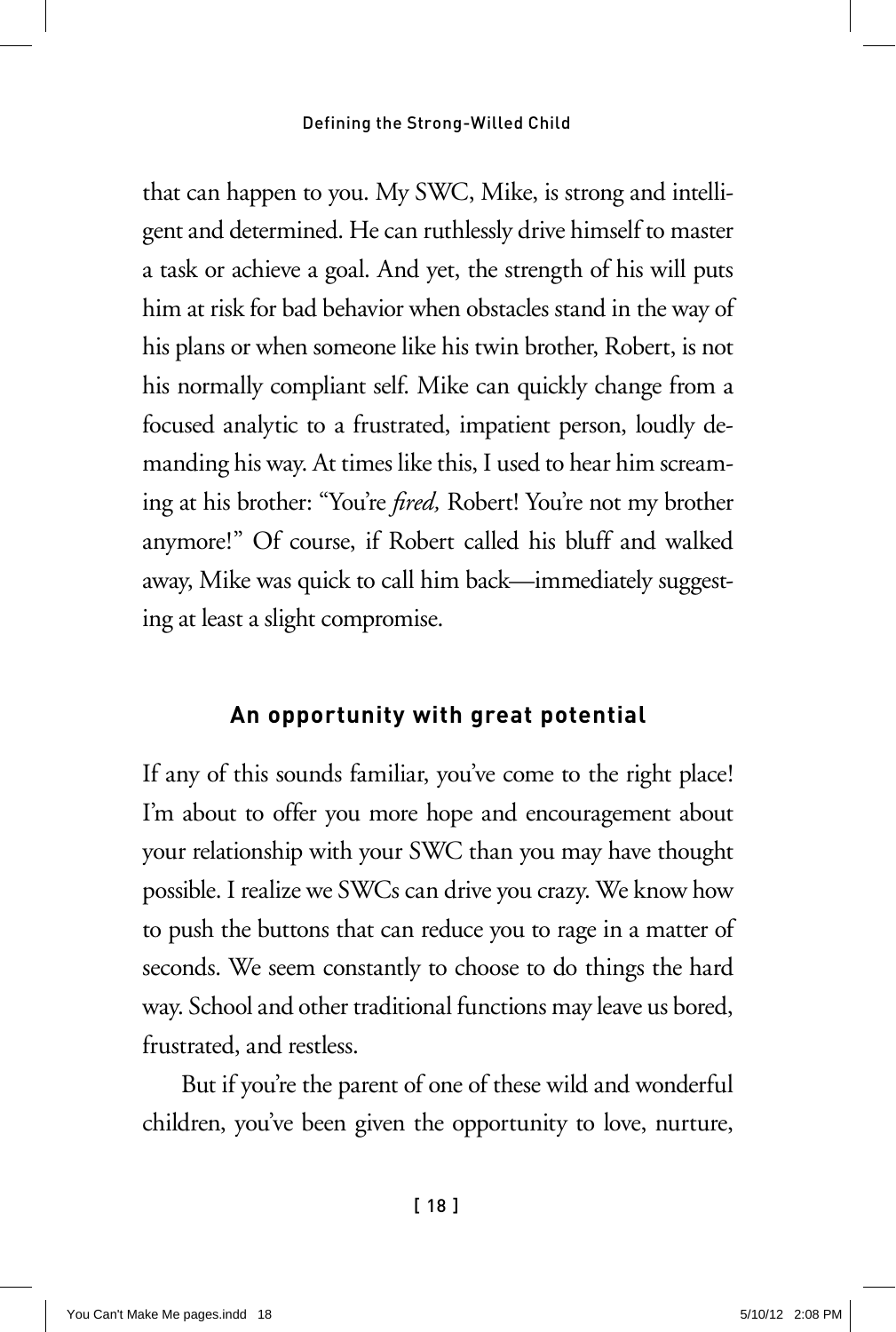that can happen to you. My SWC, Mike, is strong and intelligent and determined. He can ruthlessly drive himself to master a task or achieve a goal. And yet, the strength of his will puts him at risk for bad behavior when obstacles stand in the way of his plans or when someone like his twin brother, Robert, is not his normally compliant self. Mike can quickly change from a focused analytic to a frustrated, impatient person, loudly demanding his way. At times like this, I used to hear him screaming at his brother: "You're *fired,* Robert! You're not my brother anymore!" Of course, if Robert called his bluff and walked away, Mike was quick to call him back—immediately suggesting at least a slight compromise.

### An opportunity with great potential

If any of this sounds familiar, you've come to the right place! I'm about to offer you more hope and encouragement about your relationship with your SWC than you may have thought possible. I realize we SWCs can drive you crazy. We know how to push the buttons that can reduce you to rage in a matter of seconds. We seem constantly to choose to do things the hard way. School and other traditional functions may leave us bored, frustrated, and restless.

But if you're the parent of one of these wild and wonderful children, you've been given the opportunity to love, nurture,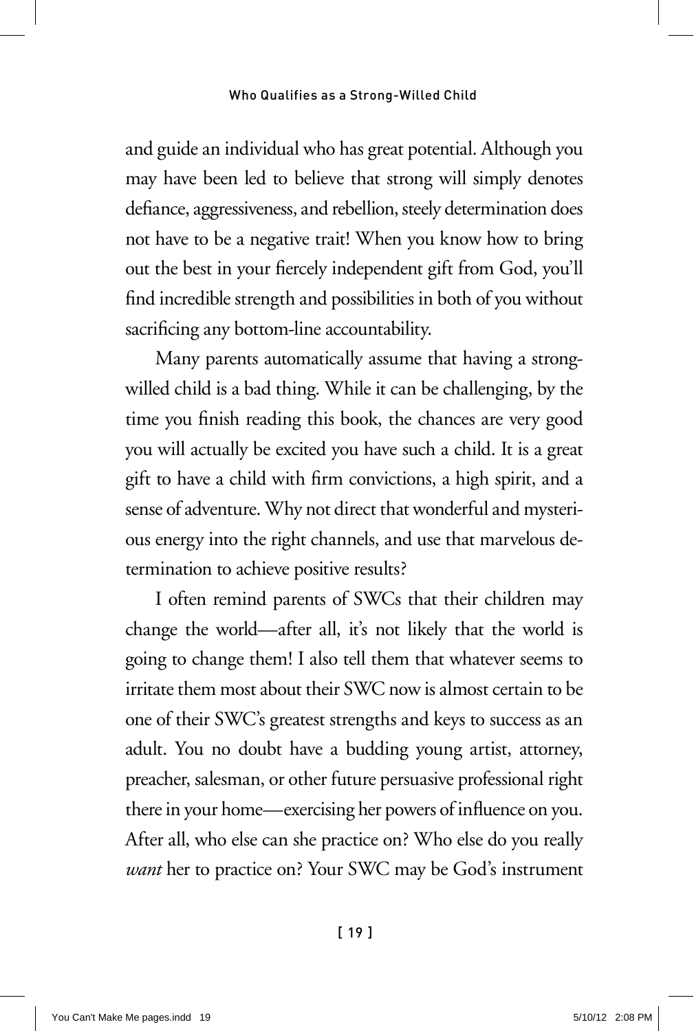and guide an individual who has great potential. Although you may have been led to believe that strong will simply denotes defiance, aggressiveness, and rebellion, steely determination does not have to be a negative trait! When you know how to bring out the best in your fiercely independent gift from God, you'll find incredible strength and possibilities in both of you without sacrificing any bottom-line accountability.

Many parents automatically assume that having a strong-willed child is a bad thing. While it can be challenging, by the time you finish reading this book, the chances are very good you will actually be excited you have such a child. It is a great gift to have a child with firm convictions, a high spirit, and a sense of adventure. Why not direct that wonderful and mysterious energy into the right channels, and use that marvelous determination to achieve positive results?

I often remind parents of SWCs that their children may change the world—after all, it's not likely that the world is going to change them! I also tell them that whatever seems to irritate them most about their SWC now is almost certain to be one of their SWC's greatest strengths and keys to success as an adult. You no doubt have a budding young artist, attorney, preacher, salesman, or other future persuasive professional right there in your home—exercising her powers of influence on you. After all, who else can she practice on? Who else do you really *want* her to practice on? Your SWC may be God's instrument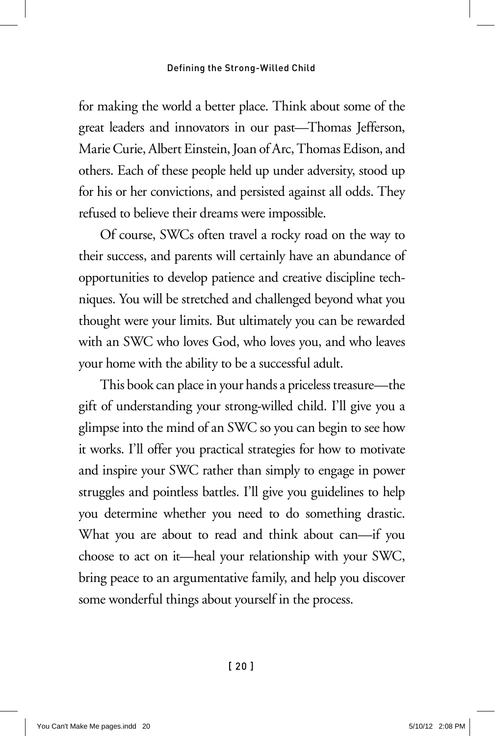for making the world a better place. Think about some of the great leaders and innovators in our past—Thomas Jefferson, Marie Curie, Albert Einstein, Joan of Arc, Thomas Edison, and others. Each of these people held up under adversity, stood up for his or her convictions, and persisted against all odds. They refused to believe their dreams were impossible.

Of course, SWCs often travel a rocky road on the way to their success, and parents will certainly have an abundance of opportunities to develop patience and creative discipline techniques. You will be stretched and challenged beyond what you thought were your limits. But ultimately you can be rewarded with an SWC who loves God, who loves you, and who leaves your home with the ability to be a successful adult.

This book can place in your hands a priceless treasure—the gift of understanding your strong-willed child. I'll give you a glimpse into the mind of an SWC so you can begin to see how it works. I'll offer you practical strategies for how to motivate and inspire your SWC rather than simply to engage in power struggles and pointless battles. I'll give you guidelines to help you determine whether you need to do something drastic. What you are about to read and think about can—if you choose to act on it—heal your relationship with your SWC, bring peace to an argumentative family, and help you discover some wonderful things about yourself in the process.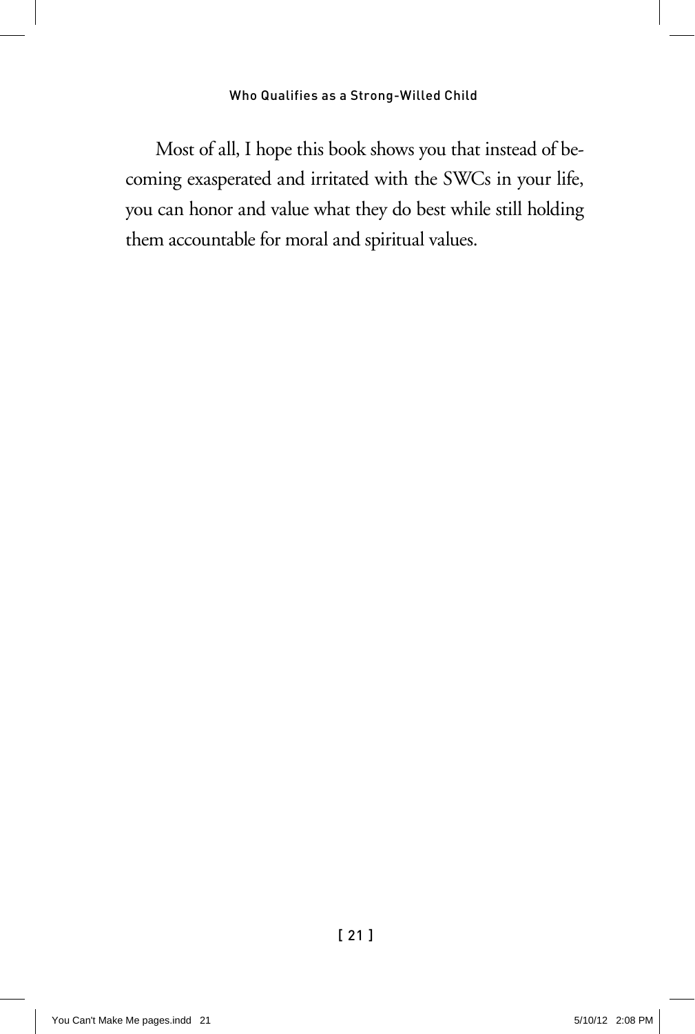Most of all, I hope this book shows you that instead of becoming exasperated and irritated with the SWCs in your life, you can honor and value what they do best while still holding them accountable for moral and spiritual values.